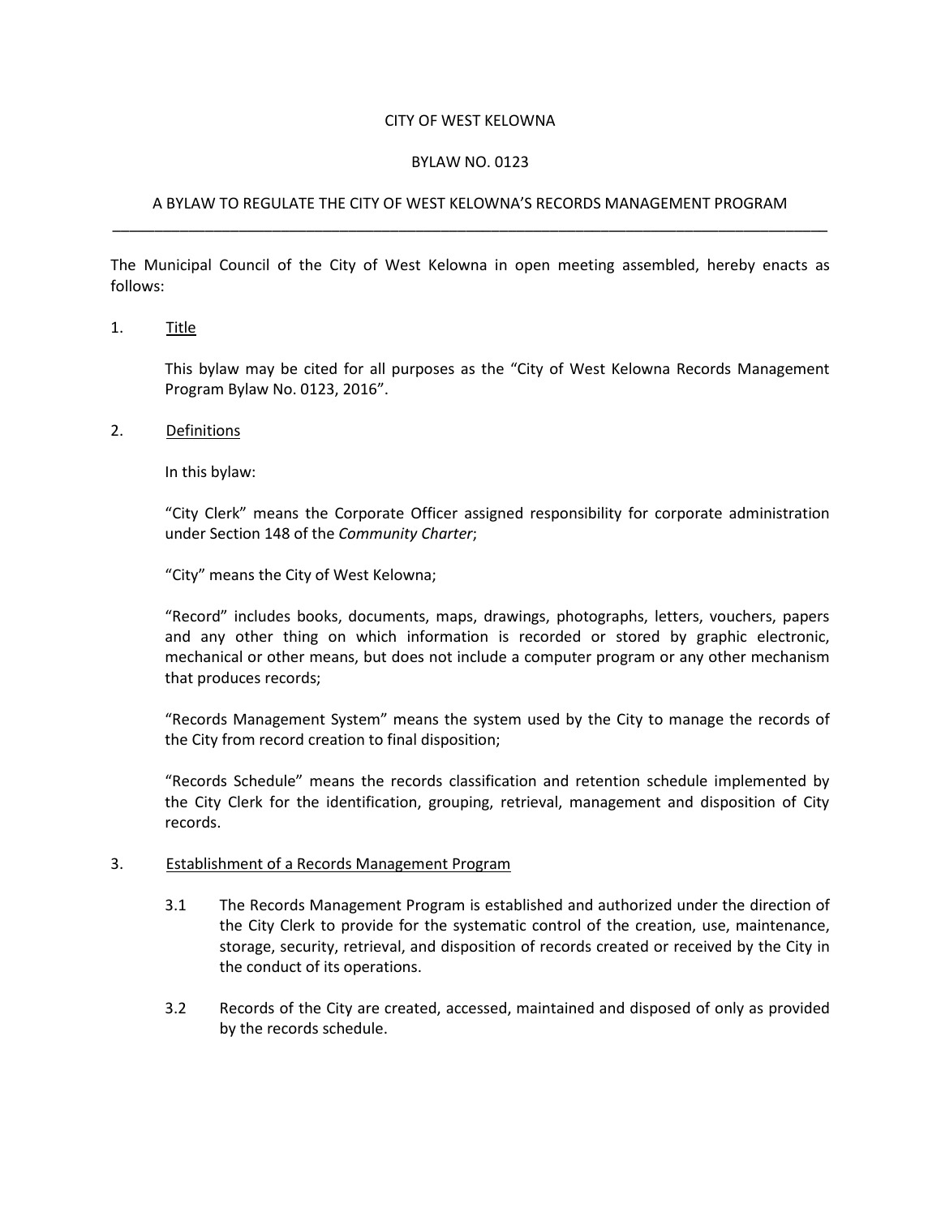CITY OF WEST KELOWNA

BYLAW NO. 0123

A BYLAW TO REGULATE THE CITY OF WEST KELOWNA'S RECORDS MANAGEMENT PROGRAM

---

The Municipal Council of the City of West Kelowna in open meeting assembled, hereby enacts as follows:

1. Title

   This bylaw may be cited for all purposes as the "City of West Kelowna Records Management Program Bylaw No. 0123, 2016".

2. Definitions

   In this bylaw:

   "City Clerk" means the Corporate Officer assigned responsibility for corporate administration under Section 148 of the *Community Charter*;

   "City" means the City of West Kelowna;

   "Record" includes books, documents, maps, drawings, photographs, letters, vouchers, papers and any other thing on which information is recorded or stored by graphic electronic, mechanical or other means, but does not include a computer program or any other mechanism that produces records;

   "Records Management System" means the system used by the City to manage the records of the City from record creation to final disposition;

   "Records Schedule" means the records classification and retention schedule implemented by the City Clerk for the identification, grouping, retrieval, management and disposition of City records.

3. Establishment of a Records Management Program

   3.1 The Records Management Program is established and authorized under the direction of the City Clerk to provide for the systematic control of the creation, use, maintenance, storage, security, retrieval, and disposition of records created or received by the City in the conduct of its operations.

   3.2 Records of the City are created, accessed, maintained and disposed of only as provided by the records schedule.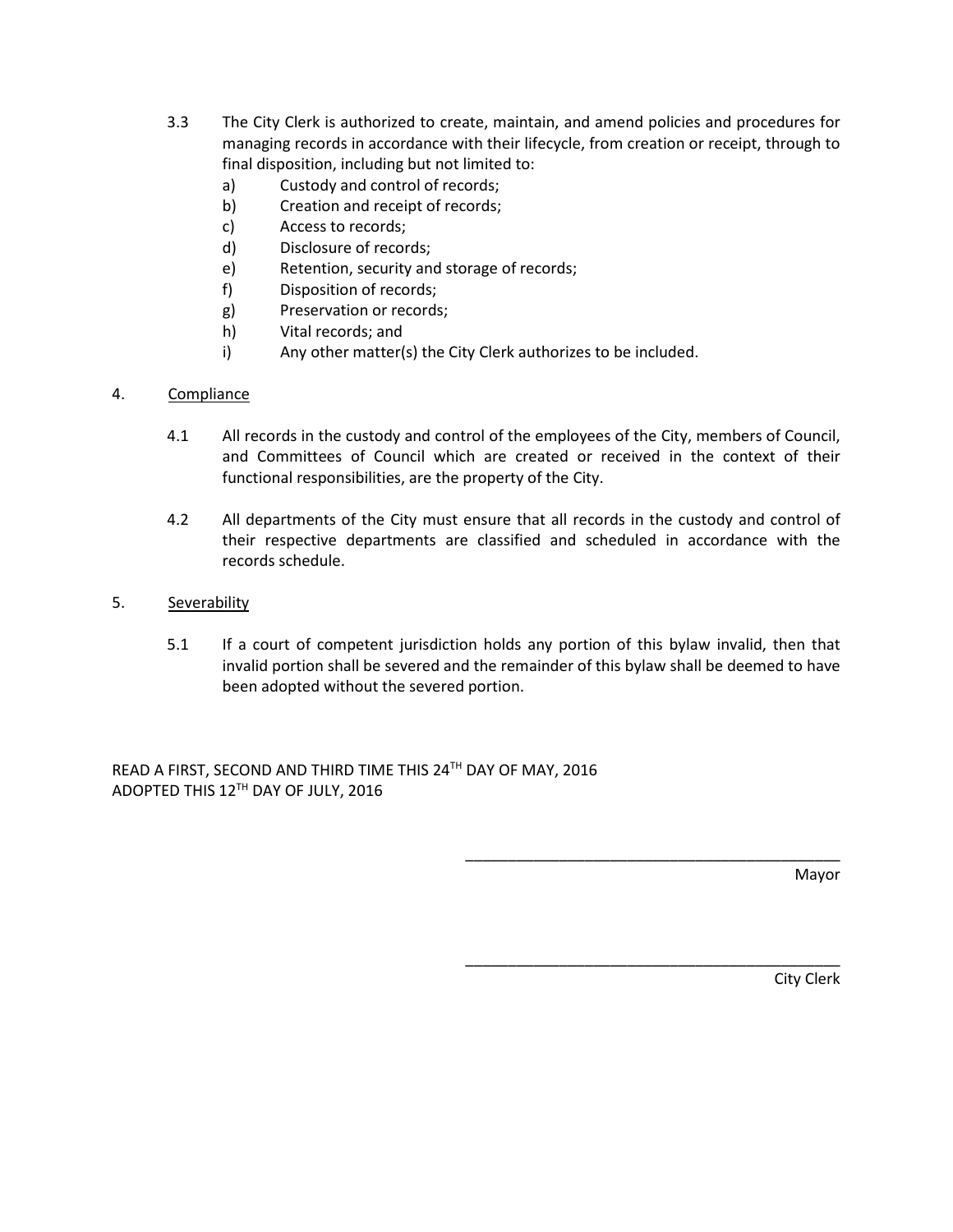3.3 The City Clerk is authorized to create, maintain, and amend policies and procedures for managing records in accordance with their lifecycle, from creation or receipt, through to final disposition, including but not limited to:

a) Custody and control of records;
b) Creation and receipt of records;
c) Access to records;
d) Disclosure of records;
e) Retention, security and storage of records;
f) Disposition of records;
g) Preservation or records;
h) Vital records; and
i) Any other matter(s) the City Clerk authorizes to be included.

4. Compliance

4.1 All records in the custody and control of the employees of the City, members of Council, and Committees of Council which are created or received in the context of their functional responsibilities, are the property of the City.

4.2 All departments of the City must ensure that all records in the custody and control of their respective departments are classified and scheduled in accordance with the records schedule.

5. Severability

5.1 If a court of competent jurisdiction holds any portion of this bylaw invalid, then that invalid portion shall be severed and the remainder of this bylaw shall be deemed to have been adopted without the severed portion.

READ A FIRST, SECOND AND THIRD TIME THIS 24TH DAY OF MAY, 2016
ADOPTED THIS 12TH DAY OF JULY, 2016

_____________________________________________
Mayor

_____________________________________________
City Clerk